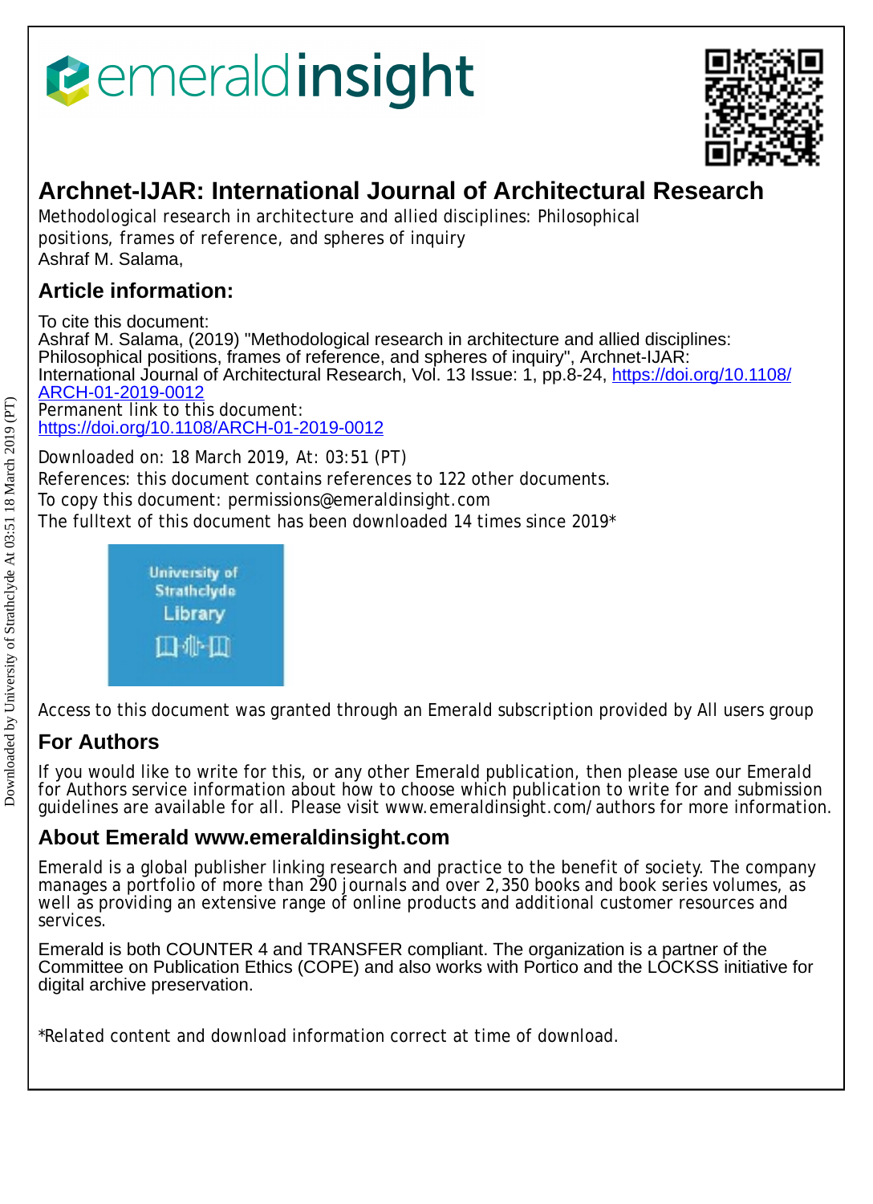# Archnet-IJAR: International Journal of Architectural Research

Methodological research in architecture and allied disciplines: Philosophical positions, frames of reference, and spheres of inquiry

Ashraf M. Salama,

## Article information:

To cite this document:
Ashraf M. Salama, (2019) "Methodological research in architecture and allied disciplines: Philosophical positions, frames of reference, and spheres of inquiry", Archnet-IJAR: International Journal of Architectural Research, Vol. 13 Issue: 1, pp.8-24, https://doi.org/10.1108/ARCH-01-2019-0012

Permanent link to this document:
https://doi.org/10.1108/ARCH-01-2019-0012

Downloaded on: 18 March 2019, At: 03:51 (PT)

References: this document contains references to 122 other documents.

To copy this document: permissions@emeraldinsight.com

The fulltext of this document has been downloaded 14 times since 2019*

Access to this document was granted through an Emerald subscription provided by All users group

## For Authors

If you would like to write for this, or any other Emerald publication, then please use our Emerald for Authors service information about how to choose which publication to write for and submission guidelines are available for all. Please visit www.emeraldinsight.com/authors for more information.

## About Emerald www.emeraldinsight.com

Emerald is a global publisher linking research and practice to the benefit of society. The company manages a portfolio of more than 290 journals and over 2,350 books and book series volumes, as well as providing an extensive range of online products and additional customer resources and services.

Emerald is both COUNTER 4 and TRANSFER compliant. The organization is a partner of the Committee on Publication Ethics (COPE) and also works with Portico and the LOCKSS initiative for digital archive preservation.

*Related content and download information correct at time of download.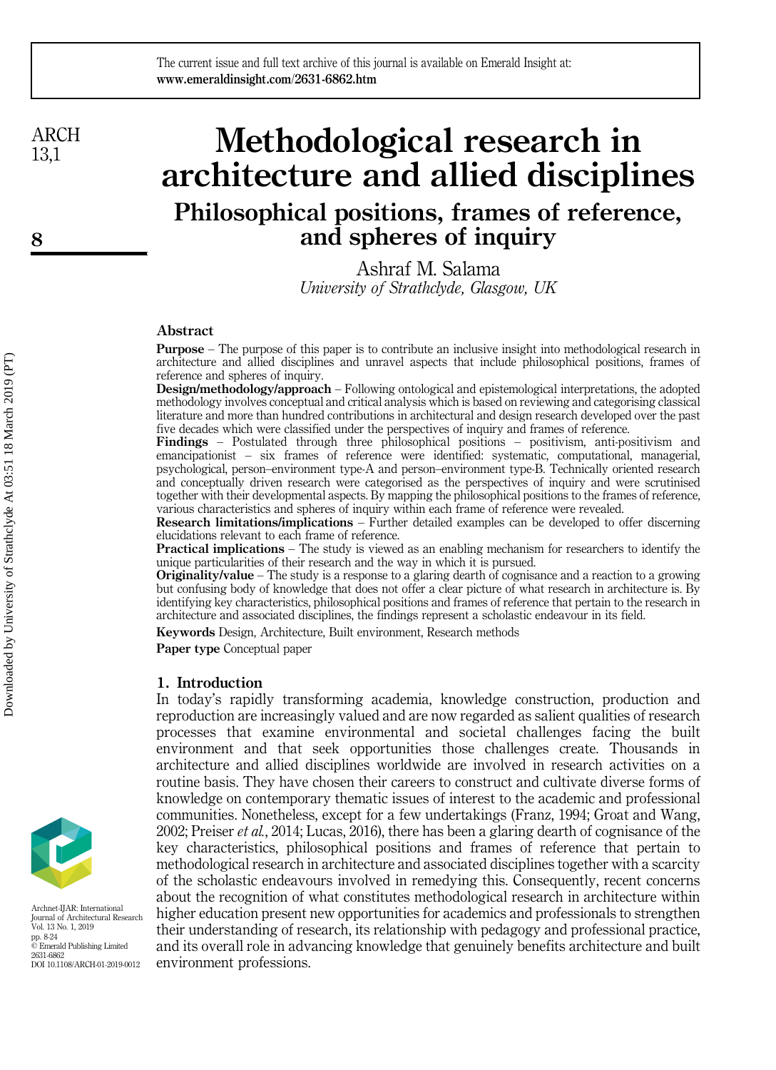# Methodological research in architecture and allied disciplines

## Philosophical positions, frames of reference, and spheres of inquiry

Ashraf M. Salama

*University of Strathclyde, Glasgow, UK*

### Abstract

**Purpose** – The purpose of this paper is to contribute an inclusive insight into methodological research in architecture and allied disciplines and unravel aspects that include philosophical positions, frames of reference and spheres of inquiry.

**Design/methodology/approach** – Following ontological and epistemological interpretations, the adopted methodology involves conceptual and critical analysis which is based on reviewing and categorising classical literature and more than hundred contributions in architectural and design research developed over the past five decades which were classified under the perspectives of inquiry and frames of reference.

**Findings** – Postulated through three philosophical positions – positivism, anti-positivism and emancipationist – six frames of reference were identified: systematic, computational, managerial, psychological, person–environment type-A and person–environment type-B. Technically oriented research and conceptually driven research were categorised as the perspectives of inquiry and were scrutinised together with their developmental aspects. By mapping the philosophical positions to the frames of reference, various characteristics and spheres of inquiry within each frame of reference were revealed.

**Research limitations/implications** – Further detailed examples can be developed to offer discerning elucidations relevant to each frame of reference.

**Practical implications** – The study is viewed as an enabling mechanism for researchers to identify the unique particularities of their research and the way in which it is pursued.

**Originality/value** – The study is a response to a glaring dearth of cognisance and a reaction to a growing but confusing body of knowledge that does not offer a clear picture of what research in architecture is. By identifying key characteristics, philosophical positions and frames of reference that pertain to the research in architecture and associated disciplines, the findings represent a scholastic endeavour in its field.

**Keywords** Design, Architecture, Built environment, Research methods

**Paper type** Conceptual paper

### 1. Introduction

In today's rapidly transforming academia, knowledge construction, production and reproduction are increasingly valued and are now regarded as salient qualities of research processes that examine environmental and societal challenges facing the built environment and that seek opportunities those challenges create. Thousands in architecture and allied disciplines worldwide are involved in research activities on a routine basis. They have chosen their careers to construct and cultivate diverse forms of knowledge on contemporary thematic issues of interest to the academic and professional communities. Nonetheless, except for a few undertakings (Franz, 1994; Groat and Wang, 2002; Preiser *et al.*, 2014; Lucas, 2016), there has been a glaring dearth of cognisance of the key characteristics, philosophical positions and frames of reference that pertain to methodological research in architecture and associated disciplines together with a scarcity of the scholastic endeavours involved in remedying this. Consequently, recent concerns about the recognition of what constitutes methodological research in architecture within higher education present new opportunities for academics and professionals to strengthen their understanding of research, its relationship with pedagogy and professional practice, and its overall role in advancing knowledge that genuinely benefits architecture and built environment professions.

Archnet-IJAR: International Journal of Architectural Research
Vol. 13 No. 1, 2019
pp. 8-24
© Emerald Publishing Limited
2631-6862
DOI 10.1108/ARCH-01-2019-0012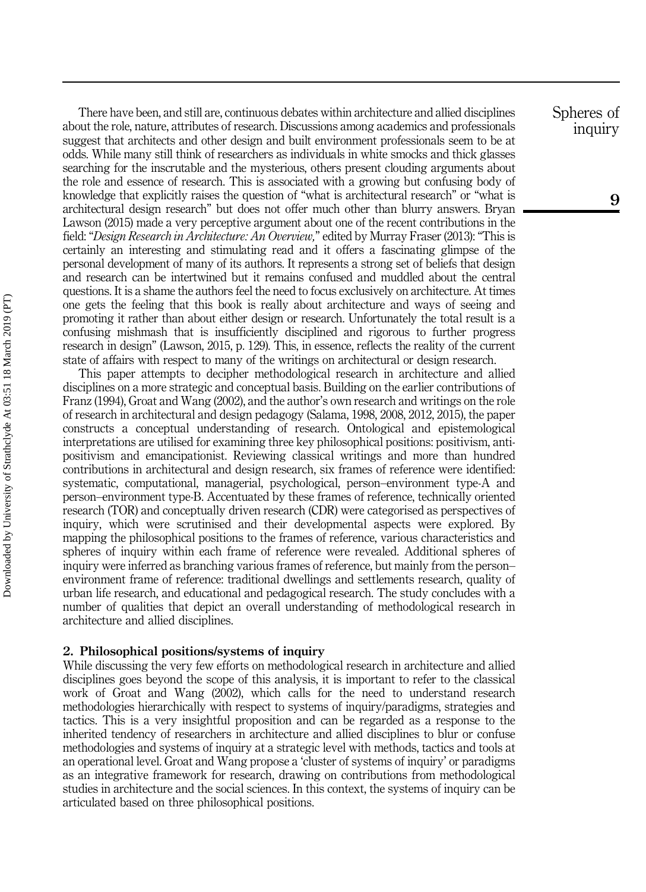There have been, and still are, continuous debates within architecture and allied disciplines about the role, nature, attributes of research. Discussions among academics and professionals suggest that architects and other design and built environment professionals seem to be at odds. While many still think of researchers as individuals in white smocks and thick glasses searching for the inscrutable and the mysterious, others present clouding arguments about the role and essence of research. This is associated with a growing but confusing body of knowledge that explicitly raises the question of "what is architectural research" or "what is architectural design research" but does not offer much other than blurry answers. Bryan Lawson (2015) made a very perceptive argument about one of the recent contributions in the field: "*Design Research in Architecture: An Overview,*" edited by Murray Fraser (2013): "This is certainly an interesting and stimulating read and it offers a fascinating glimpse of the personal development of many of its authors. It represents a strong set of beliefs that design and research can be intertwined but it remains confused and muddled about the central questions. It is a shame the authors feel the need to focus exclusively on architecture. At times one gets the feeling that this book is really about architecture and ways of seeing and promoting it rather than about either design or research. Unfortunately the total result is a confusing mishmash that is insufficiently disciplined and rigorous to further progress research in design" (Lawson, 2015, p. 129). This, in essence, reflects the reality of the current state of affairs with respect to many of the writings on architectural or design research.

This paper attempts to decipher methodological research in architecture and allied disciplines on a more strategic and conceptual basis. Building on the earlier contributions of Franz (1994), Groat and Wang (2002), and the author's own research and writings on the role of research in architectural and design pedagogy (Salama, 1998, 2008, 2012, 2015), the paper constructs a conceptual understanding of research. Ontological and epistemological interpretations are utilised for examining three key philosophical positions: positivism, anti-positivism and emancipationist. Reviewing classical writings and more than hundred contributions in architectural and design research, six frames of reference were identified: systematic, computational, managerial, psychological, person–environment type-A and person–environment type-B. Accentuated by these frames of reference, technically oriented research (TOR) and conceptually driven research (CDR) were categorised as perspectives of inquiry, which were scrutinised and their developmental aspects were explored. By mapping the philosophical positions to the frames of reference, various characteristics and spheres of inquiry within each frame of reference were revealed. Additional spheres of inquiry were inferred as branching various frames of reference, but mainly from the person–environment frame of reference: traditional dwellings and settlements research, quality of urban life research, and educational and pedagogical research. The study concludes with a number of qualities that depict an overall understanding of methodological research in architecture and allied disciplines.

## 2. Philosophical positions/systems of inquiry

While discussing the very few efforts on methodological research in architecture and allied disciplines goes beyond the scope of this analysis, it is important to refer to the classical work of Groat and Wang (2002), which calls for the need to understand research methodologies hierarchically with respect to systems of inquiry/paradigms, strategies and tactics. This is a very insightful proposition and can be regarded as a response to the inherited tendency of researchers in architecture and allied disciplines to blur or confuse methodologies and systems of inquiry at a strategic level with methods, tactics and tools at an operational level. Groat and Wang propose a 'cluster of systems of inquiry' or paradigms as an integrative framework for research, drawing on contributions from methodological studies in architecture and the social sciences. In this context, the systems of inquiry can be articulated based on three philosophical positions.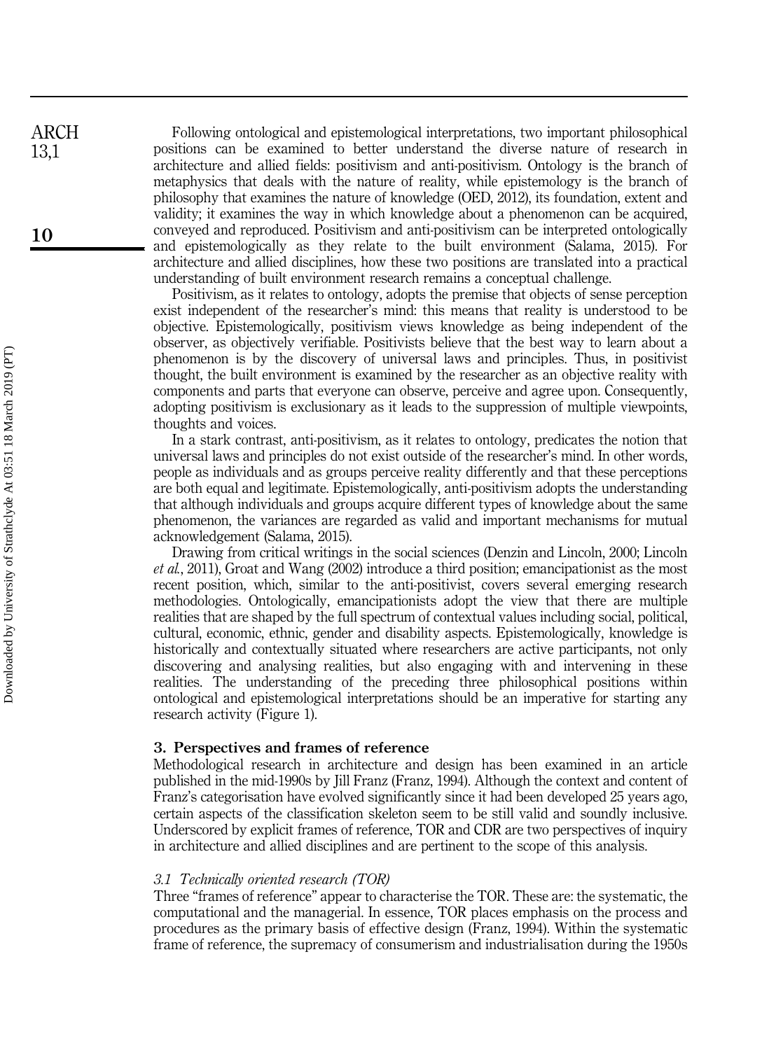Following ontological and epistemological interpretations, two important philosophical positions can be examined to better understand the diverse nature of research in architecture and allied fields: positivism and anti-positivism. Ontology is the branch of metaphysics that deals with the nature of reality, while epistemology is the branch of philosophy that examines the nature of knowledge (OED, 2012), its foundation, extent and validity; it examines the way in which knowledge about a phenomenon can be acquired, conveyed and reproduced. Positivism and anti-positivism can be interpreted ontologically and epistemologically as they relate to the built environment (Salama, 2015). For architecture and allied disciplines, how these two positions are translated into a practical understanding of built environment research remains a conceptual challenge.

Positivism, as it relates to ontology, adopts the premise that objects of sense perception exist independent of the researcher's mind: this means that reality is understood to be objective. Epistemologically, positivism views knowledge as being independent of the observer, as objectively verifiable. Positivists believe that the best way to learn about a phenomenon is by the discovery of universal laws and principles. Thus, in positivist thought, the built environment is examined by the researcher as an objective reality with components and parts that everyone can observe, perceive and agree upon. Consequently, adopting positivism is exclusionary as it leads to the suppression of multiple viewpoints, thoughts and voices.

In a stark contrast, anti-positivism, as it relates to ontology, predicates the notion that universal laws and principles do not exist outside of the researcher's mind. In other words, people as individuals and as groups perceive reality differently and that these perceptions are both equal and legitimate. Epistemologically, anti-positivism adopts the understanding that although individuals and groups acquire different types of knowledge about the same phenomenon, the variances are regarded as valid and important mechanisms for mutual acknowledgement (Salama, 2015).

Drawing from critical writings in the social sciences (Denzin and Lincoln, 2000; Lincoln *et al.*, 2011), Groat and Wang (2002) introduce a third position; emancipationist as the most recent position, which, similar to the anti-positivist, covers several emerging research methodologies. Ontologically, emancipationists adopt the view that there are multiple realities that are shaped by the full spectrum of contextual values including social, political, cultural, economic, ethnic, gender and disability aspects. Epistemologically, knowledge is historically and contextually situated where researchers are active participants, not only discovering and analysing realities, but also engaging with and intervening in these realities. The understanding of the preceding three philosophical positions within ontological and epistemological interpretations should be an imperative for starting any research activity (Figure 1).

## 3. Perspectives and frames of reference

Methodological research in architecture and design has been examined in an article published in the mid-1990s by Jill Franz (Franz, 1994). Although the context and content of Franz's categorisation have evolved significantly since it had been developed 25 years ago, certain aspects of the classification skeleton seem to be still valid and soundly inclusive. Underscored by explicit frames of reference, TOR and CDR are two perspectives of inquiry in architecture and allied disciplines and are pertinent to the scope of this analysis.

### *3.1 Technically oriented research (TOR)*

Three "frames of reference" appear to characterise the TOR. These are: the systematic, the computational and the managerial. In essence, TOR places emphasis on the process and procedures as the primary basis of effective design (Franz, 1994). Within the systematic frame of reference, the supremacy of consumerism and industrialisation during the 1950s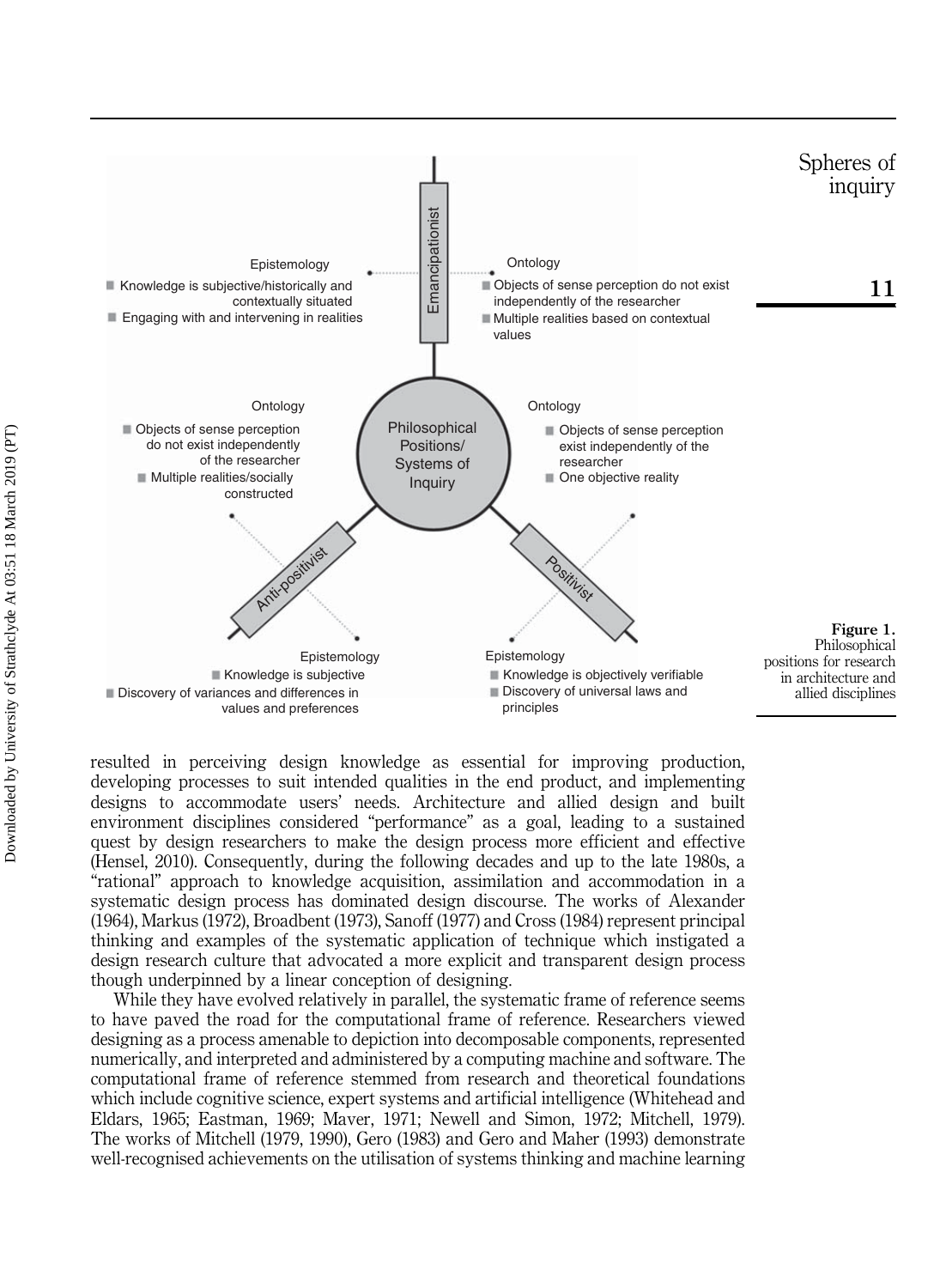**Emancipationist**

Epistemology
- Knowledge is subjective/historically and contextually situated
- Engaging with and intervening in realities

Ontology
- Objects of sense perception do not exist independently of the researcher
- Multiple realities based on contextual values

**Anti-positivist**

Ontology
- Objects of sense perception do not exist independently of the researcher
- Multiple realities/socially constructed

Epistemology
- Knowledge is subjective
- Discovery of variances and differences in values and preferences

**Positivist**

Ontology
- Objects of sense perception exist independently of the researcher
- One objective reality

Epistemology
- Knowledge is objectively verifiable
- Discovery of universal laws and principles

Philosophical Positions/ Systems of Inquiry

**Figure 1.** Philosophical positions for research in architecture and allied disciplines

resulted in perceiving design knowledge as essential for improving production, developing processes to suit intended qualities in the end product, and implementing designs to accommodate users' needs. Architecture and allied design and built environment disciplines considered "performance" as a goal, leading to a sustained quest by design researchers to make the design process more efficient and effective (Hensel, 2010). Consequently, during the following decades and up to the late 1980s, a "rational" approach to knowledge acquisition, assimilation and accommodation in a systematic design process has dominated design discourse. The works of Alexander (1964), Markus (1972), Broadbent (1973), Sanoff (1977) and Cross (1984) represent principal thinking and examples of the systematic application of technique which instigated a design research culture that advocated a more explicit and transparent design process though underpinned by a linear conception of designing.

While they have evolved relatively in parallel, the systematic frame of reference seems to have paved the road for the computational frame of reference. Researchers viewed designing as a process amenable to depiction into decomposable components, represented numerically, and interpreted and administered by a computing machine and software. The computational frame of reference stemmed from research and theoretical foundations which include cognitive science, expert systems and artificial intelligence (Whitehead and Eldars, 1965; Eastman, 1969; Maver, 1971; Newell and Simon, 1972; Mitchell, 1979). The works of Mitchell (1979, 1990), Gero (1983) and Gero and Maher (1993) demonstrate well-recognised achievements on the utilisation of systems thinking and machine learning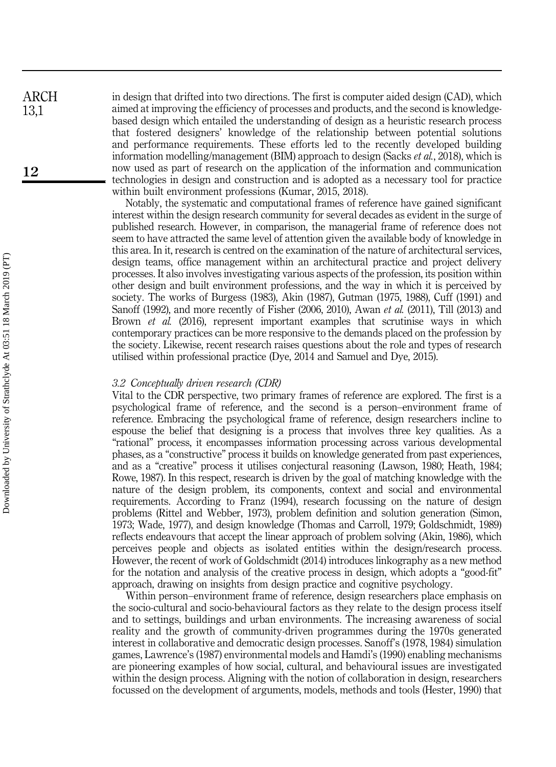in design that drifted into two directions. The first is computer aided design (CAD), which aimed at improving the efficiency of processes and products, and the second is knowledge-based design which entailed the understanding of design as a heuristic research process that fostered designers' knowledge of the relationship between potential solutions and performance requirements. These efforts led to the recently developed building information modelling/management (BIM) approach to design (Sacks *et al.*, 2018), which is now used as part of research on the application of the information and communication technologies in design and construction and is adopted as a necessary tool for practice within built environment professions (Kumar, 2015, 2018).

Notably, the systematic and computational frames of reference have gained significant interest within the design research community for several decades as evident in the surge of published research. However, in comparison, the managerial frame of reference does not seem to have attracted the same level of attention given the available body of knowledge in this area. In it, research is centred on the examination of the nature of architectural services, design teams, office management within an architectural practice and project delivery processes. It also involves investigating various aspects of the profession, its position within other design and built environment professions, and the way in which it is perceived by society. The works of Burgess (1983), Akin (1987), Gutman (1975, 1988), Cuff (1991) and Sanoff (1992), and more recently of Fisher (2006, 2010), Awan *et al.* (2011), Till (2013) and Brown *et al.* (2016), represent important examples that scrutinise ways in which contemporary practices can be more responsive to the demands placed on the profession by the society. Likewise, recent research raises questions about the role and types of research utilised within professional practice (Dye, 2014 and Samuel and Dye, 2015).

### *3.2 Conceptually driven research (CDR)*

Vital to the CDR perspective, two primary frames of reference are explored. The first is a psychological frame of reference, and the second is a person–environment frame of reference. Embracing the psychological frame of reference, design researchers incline to espouse the belief that designing is a process that involves three key qualities. As a "rational" process, it encompasses information processing across various developmental phases, as a "constructive" process it builds on knowledge generated from past experiences, and as a "creative" process it utilises conjectural reasoning (Lawson, 1980; Heath, 1984; Rowe, 1987). In this respect, research is driven by the goal of matching knowledge with the nature of the design problem, its components, context and social and environmental requirements. According to Franz (1994), research focussing on the nature of design problems (Rittel and Webber, 1973), problem definition and solution generation (Simon, 1973; Wade, 1977), and design knowledge (Thomas and Carroll, 1979; Goldschmidt, 1989) reflects endeavours that accept the linear approach of problem solving (Akin, 1986), which perceives people and objects as isolated entities within the design/research process. However, the recent of work of Goldschmidt (2014) introduces linkography as a new method for the notation and analysis of the creative process in design, which adopts a "good-fit" approach, drawing on insights from design practice and cognitive psychology.

Within person–environment frame of reference, design researchers place emphasis on the socio-cultural and socio-behavioural factors as they relate to the design process itself and to settings, buildings and urban environments. The increasing awareness of social reality and the growth of community-driven programmes during the 1970s generated interest in collaborative and democratic design processes. Sanoff's (1978, 1984) simulation games, Lawrence's (1987) environmental models and Hamdi's (1990) enabling mechanisms are pioneering examples of how social, cultural, and behavioural issues are investigated within the design process. Aligning with the notion of collaboration in design, researchers focussed on the development of arguments, models, methods and tools (Hester, 1990) that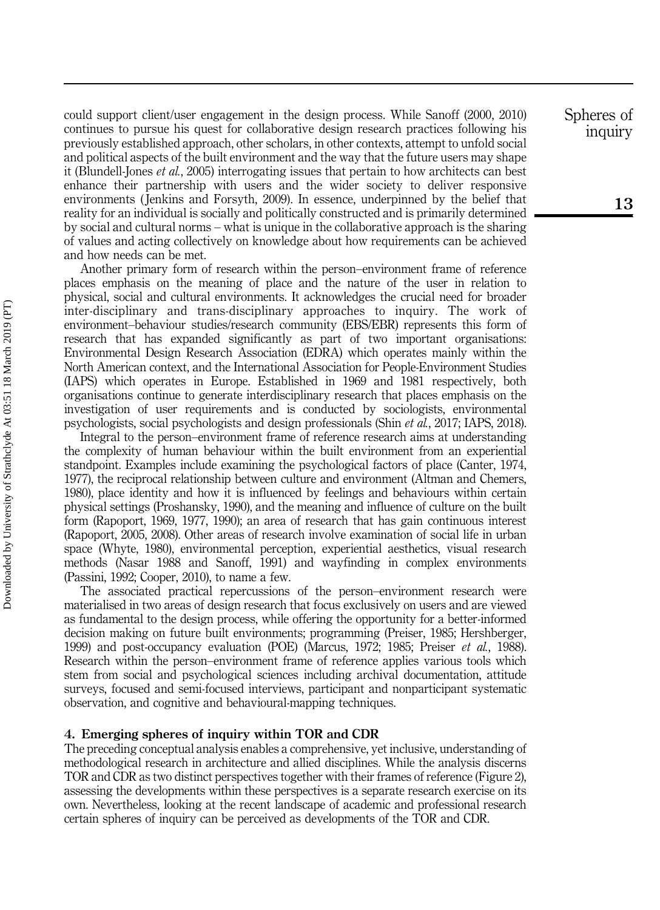could support client/user engagement in the design process. While Sanoff (2000, 2010) continues to pursue his quest for collaborative design research practices following his previously established approach, other scholars, in other contexts, attempt to unfold social and political aspects of the built environment and the way that the future users may shape it (Blundell-Jones *et al.*, 2005) interrogating issues that pertain to how architects can best enhance their partnership with users and the wider society to deliver responsive environments (Jenkins and Forsyth, 2009). In essence, underpinned by the belief that reality for an individual is socially and politically constructed and is primarily determined by social and cultural norms – what is unique in the collaborative approach is the sharing of values and acting collectively on knowledge about how requirements can be achieved and how needs can be met.

Another primary form of research within the person–environment frame of reference places emphasis on the meaning of place and the nature of the user in relation to physical, social and cultural environments. It acknowledges the crucial need for broader inter-disciplinary and trans-disciplinary approaches to inquiry. The work of environment–behaviour studies/research community (EBS/EBR) represents this form of research that has expanded significantly as part of two important organisations: Environmental Design Research Association (EDRA) which operates mainly within the North American context, and the International Association for People-Environment Studies (IAPS) which operates in Europe. Established in 1969 and 1981 respectively, both organisations continue to generate interdisciplinary research that places emphasis on the investigation of user requirements and is conducted by sociologists, environmental psychologists, social psychologists and design professionals (Shin *et al.*, 2017; IAPS, 2018).

Integral to the person–environment frame of reference research aims at understanding the complexity of human behaviour within the built environment from an experiential standpoint. Examples include examining the psychological factors of place (Canter, 1974, 1977), the reciprocal relationship between culture and environment (Altman and Chemers, 1980), place identity and how it is influenced by feelings and behaviours within certain physical settings (Proshansky, 1990), and the meaning and influence of culture on the built form (Rapoport, 1969, 1977, 1990); an area of research that has gain continuous interest (Rapoport, 2005, 2008). Other areas of research involve examination of social life in urban space (Whyte, 1980), environmental perception, experiential aesthetics, visual research methods (Nasar 1988 and Sanoff, 1991) and wayfinding in complex environments (Passini, 1992; Cooper, 2010), to name a few.

The associated practical repercussions of the person–environment research were materialised in two areas of design research that focus exclusively on users and are viewed as fundamental to the design process, while offering the opportunity for a better-informed decision making on future built environments; programming (Preiser, 1985; Hershberger, 1999) and post-occupancy evaluation (POE) (Marcus, 1972; 1985; Preiser *et al.*, 1988). Research within the person–environment frame of reference applies various tools which stem from social and psychological sciences including archival documentation, attitude surveys, focused and semi-focused interviews, participant and nonparticipant systematic observation, and cognitive and behavioural-mapping techniques.

## 4. Emerging spheres of inquiry within TOR and CDR

The preceding conceptual analysis enables a comprehensive, yet inclusive, understanding of methodological research in architecture and allied disciplines. While the analysis discerns TOR and CDR as two distinct perspectives together with their frames of reference (Figure 2), assessing the developments within these perspectives is a separate research exercise on its own. Nevertheless, looking at the recent landscape of academic and professional research certain spheres of inquiry can be perceived as developments of the TOR and CDR.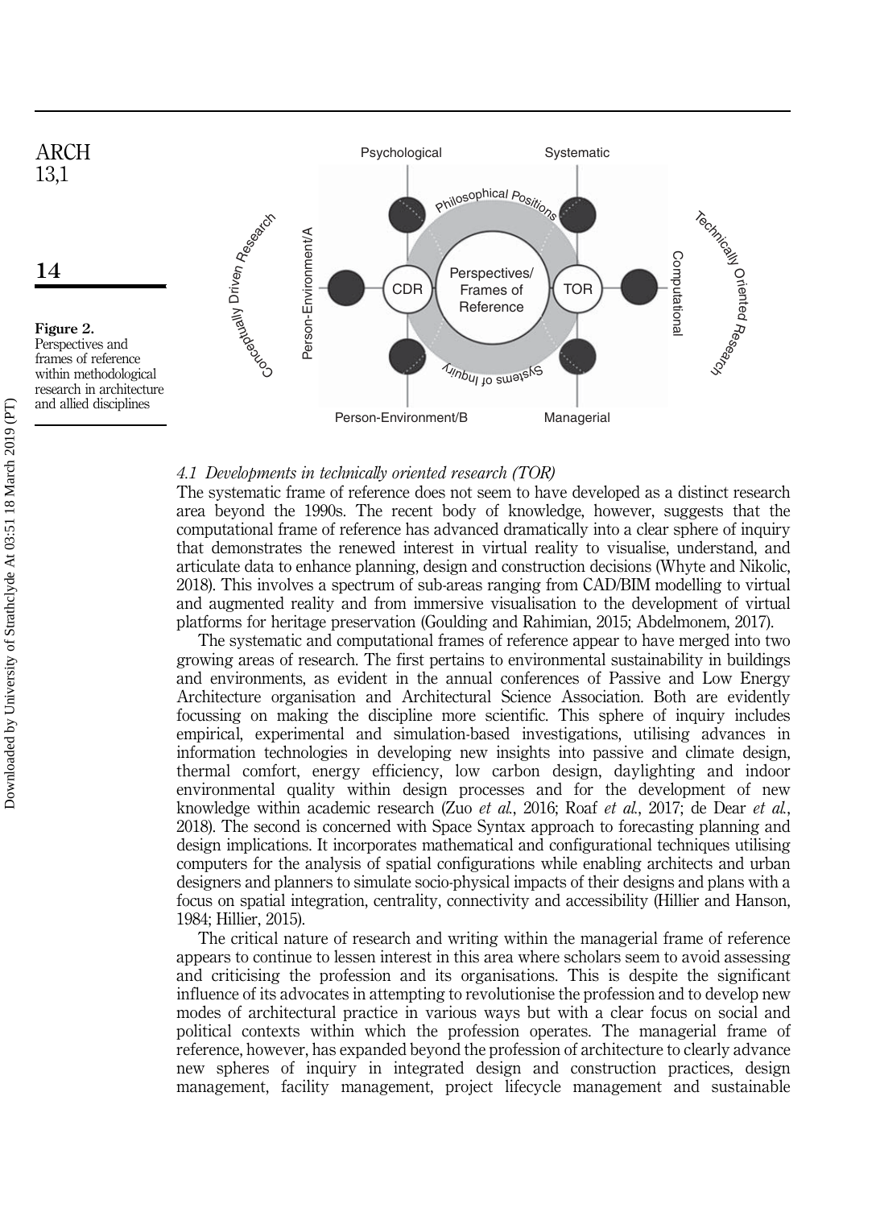Figure 2.
Perspectives and frames of reference within methodological research in architecture and allied disciplines

#### 4.1 Developments in technically oriented research (TOR)

The systematic frame of reference does not seem to have developed as a distinct research area beyond the 1990s. The recent body of knowledge, however, suggests that the computational frame of reference has advanced dramatically into a clear sphere of inquiry that demonstrates the renewed interest in virtual reality to visualise, understand, and articulate data to enhance planning, design and construction decisions (Whyte and Nikolic, 2018). This involves a spectrum of sub-areas ranging from CAD/BIM modelling to virtual and augmented reality and from immersive visualisation to the development of virtual platforms for heritage preservation (Goulding and Rahimian, 2015; Abdelmonem, 2017).

The systematic and computational frames of reference appear to have merged into two growing areas of research. The first pertains to environmental sustainability in buildings and environments, as evident in the annual conferences of Passive and Low Energy Architecture organisation and Architectural Science Association. Both are evidently focussing on making the discipline more scientific. This sphere of inquiry includes empirical, experimental and simulation-based investigations, utilising advances in information technologies in developing new insights into passive and climate design, thermal comfort, energy efficiency, low carbon design, daylighting and indoor environmental quality within design processes and for the development of new knowledge within academic research (Zuo *et al.*, 2016; Roaf *et al.*, 2017; de Dear *et al.*, 2018). The second is concerned with Space Syntax approach to forecasting planning and design implications. It incorporates mathematical and configurational techniques utilising computers for the analysis of spatial configurations while enabling architects and urban designers and planners to simulate socio-physical impacts of their designs and plans with a focus on spatial integration, centrality, connectivity and accessibility (Hillier and Hanson, 1984; Hillier, 2015).

The critical nature of research and writing within the managerial frame of reference appears to continue to lessen interest in this area where scholars seem to avoid assessing and criticising the profession and its organisations. This is despite the significant influence of its advocates in attempting to revolutionise the profession and to develop new modes of architectural practice in various ways but with a clear focus on social and political contexts within which the profession operates. The managerial frame of reference, however, has expanded beyond the profession of architecture to clearly advance new spheres of inquiry in integrated design and construction practices, design management, facility management, project lifecycle management and sustainable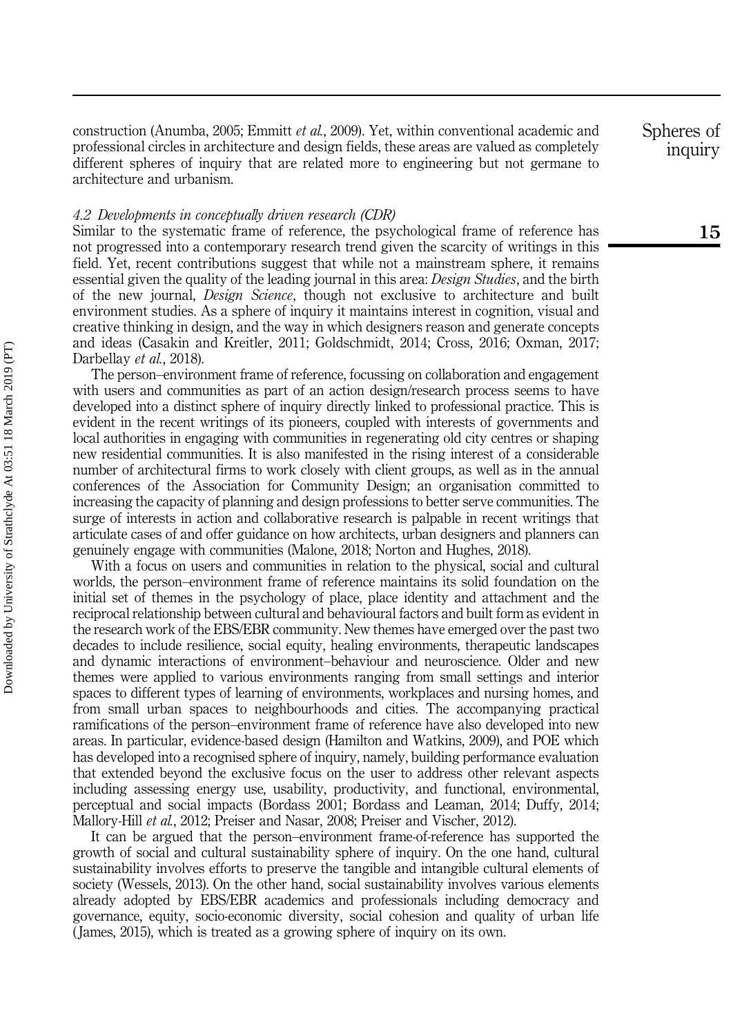construction (Anumba, 2005; Emmitt *et al.*, 2009). Yet, within conventional academic and professional circles in architecture and design fields, these areas are valued as completely different spheres of inquiry that are related more to engineering but not germane to architecture and urbanism.

### *4.2 Developments in conceptually driven research (CDR)*

Similar to the systematic frame of reference, the psychological frame of reference has not progressed into a contemporary research trend given the scarcity of writings in this field. Yet, recent contributions suggest that while not a mainstream sphere, it remains essential given the quality of the leading journal in this area: *Design Studies*, and the birth of the new journal, *Design Science*, though not exclusive to architecture and built environment studies. As a sphere of inquiry it maintains interest in cognition, visual and creative thinking in design, and the way in which designers reason and generate concepts and ideas (Casakin and Kreitler, 2011; Goldschmidt, 2014; Cross, 2016; Oxman, 2017; Darbellay *et al.*, 2018).

The person–environment frame of reference, focussing on collaboration and engagement with users and communities as part of an action design/research process seems to have developed into a distinct sphere of inquiry directly linked to professional practice. This is evident in the recent writings of its pioneers, coupled with interests of governments and local authorities in engaging with communities in regenerating old city centres or shaping new residential communities. It is also manifested in the rising interest of a considerable number of architectural firms to work closely with client groups, as well as in the annual conferences of the Association for Community Design; an organisation committed to increasing the capacity of planning and design professions to better serve communities. The surge of interests in action and collaborative research is palpable in recent writings that articulate cases of and offer guidance on how architects, urban designers and planners can genuinely engage with communities (Malone, 2018; Norton and Hughes, 2018).

With a focus on users and communities in relation to the physical, social and cultural worlds, the person–environment frame of reference maintains its solid foundation on the initial set of themes in the psychology of place, place identity and attachment and the reciprocal relationship between cultural and behavioural factors and built form as evident in the research work of the EBS/EBR community. New themes have emerged over the past two decades to include resilience, social equity, healing environments, therapeutic landscapes and dynamic interactions of environment–behaviour and neuroscience. Older and new themes were applied to various environments ranging from small settings and interior spaces to different types of learning of environments, workplaces and nursing homes, and from small urban spaces to neighbourhoods and cities. The accompanying practical ramifications of the person–environment frame of reference have also developed into new areas. In particular, evidence-based design (Hamilton and Watkins, 2009), and POE which has developed into a recognised sphere of inquiry, namely, building performance evaluation that extended beyond the exclusive focus on the user to address other relevant aspects including assessing energy use, usability, productivity, and functional, environmental, perceptual and social impacts (Bordass 2001; Bordass and Leaman, 2014; Duffy, 2014; Mallory-Hill *et al.*, 2012; Preiser and Nasar, 2008; Preiser and Vischer, 2012).

It can be argued that the person–environment frame-of-reference has supported the growth of social and cultural sustainability sphere of inquiry. On the one hand, cultural sustainability involves efforts to preserve the tangible and intangible cultural elements of society (Wessels, 2013). On the other hand, social sustainability involves various elements already adopted by EBS/EBR academics and professionals including democracy and governance, equity, socio-economic diversity, social cohesion and quality of urban life (James, 2015), which is treated as a growing sphere of inquiry on its own.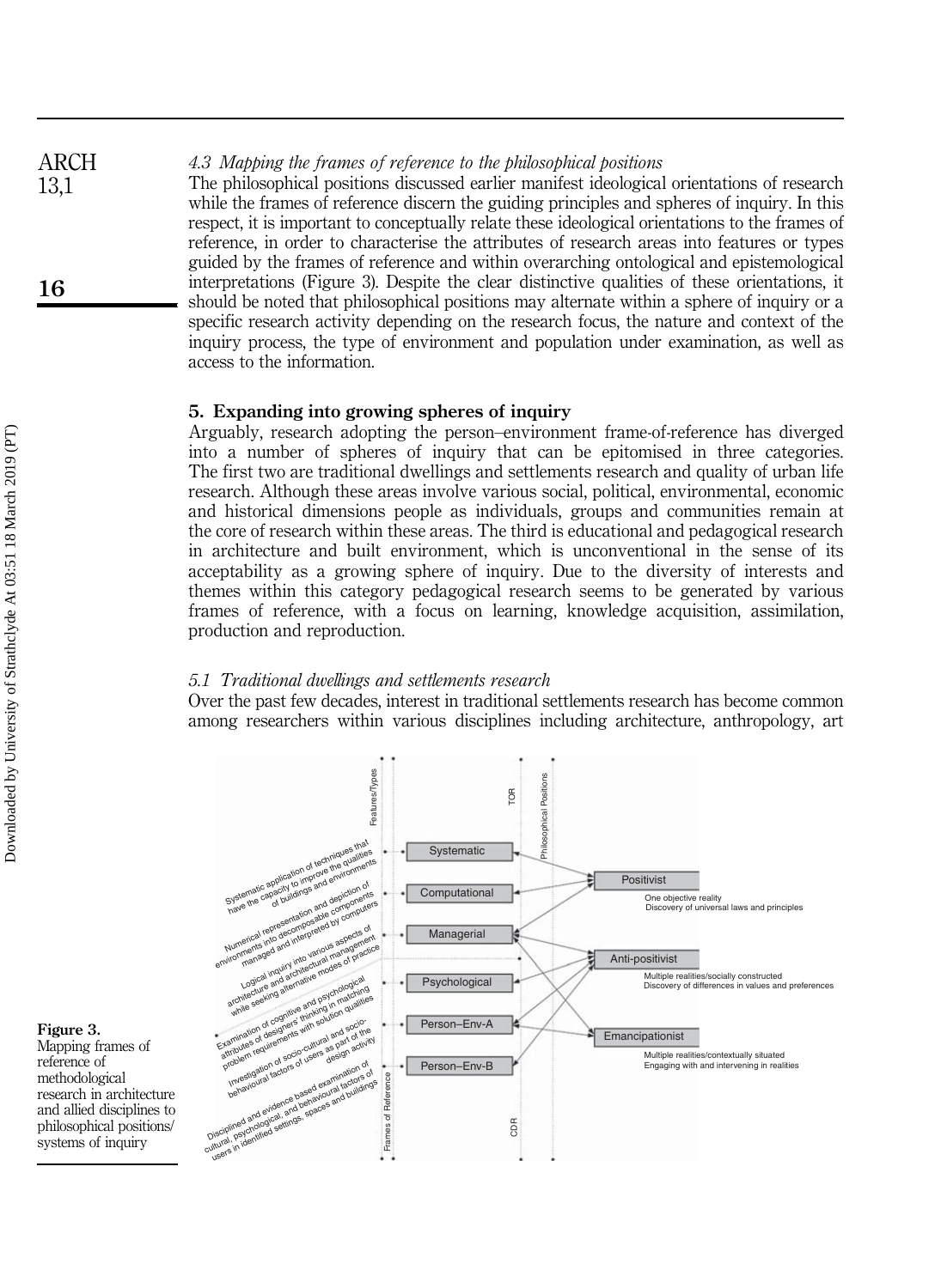### 4.3 Mapping the frames of reference to the philosophical positions

The philosophical positions discussed earlier manifest ideological orientations of research while the frames of reference discern the guiding principles and spheres of inquiry. In this respect, it is important to conceptually relate these ideological orientations to the frames of reference, in order to characterise the attributes of research areas into features or types guided by the frames of reference and within overarching ontological and epistemological interpretations (Figure 3). Despite the clear distinctive qualities of these orientations, it should be noted that philosophical positions may alternate within a sphere of inquiry or a specific research activity depending on the research focus, the nature and context of the inquiry process, the type of environment and population under examination, as well as access to the information.

## 5. Expanding into growing spheres of inquiry

Arguably, research adopting the person–environment frame-of-reference has diverged into a number of spheres of inquiry that can be epitomised in three categories. The first two are traditional dwellings and settlements research and quality of urban life research. Although these areas involve various social, political, environmental, economic and historical dimensions people as individuals, groups and communities remain at the core of research within these areas. The third is educational and pedagogical research in architecture and built environment, which is unconventional in the sense of its acceptability as a growing sphere of inquiry. Due to the diversity of interests and themes within this category pedagogical research seems to be generated by various frames of reference, with a focus on learning, knowledge acquisition, assimilation, production and reproduction.

### 5.1 Traditional dwellings and settlements research

Over the past few decades, interest in traditional settlements research has become common among researchers within various disciplines including architecture, anthropology, art

**Figure 3.** Mapping frames of reference of methodological research in architecture and allied disciplines to philosophical positions/systems of inquiry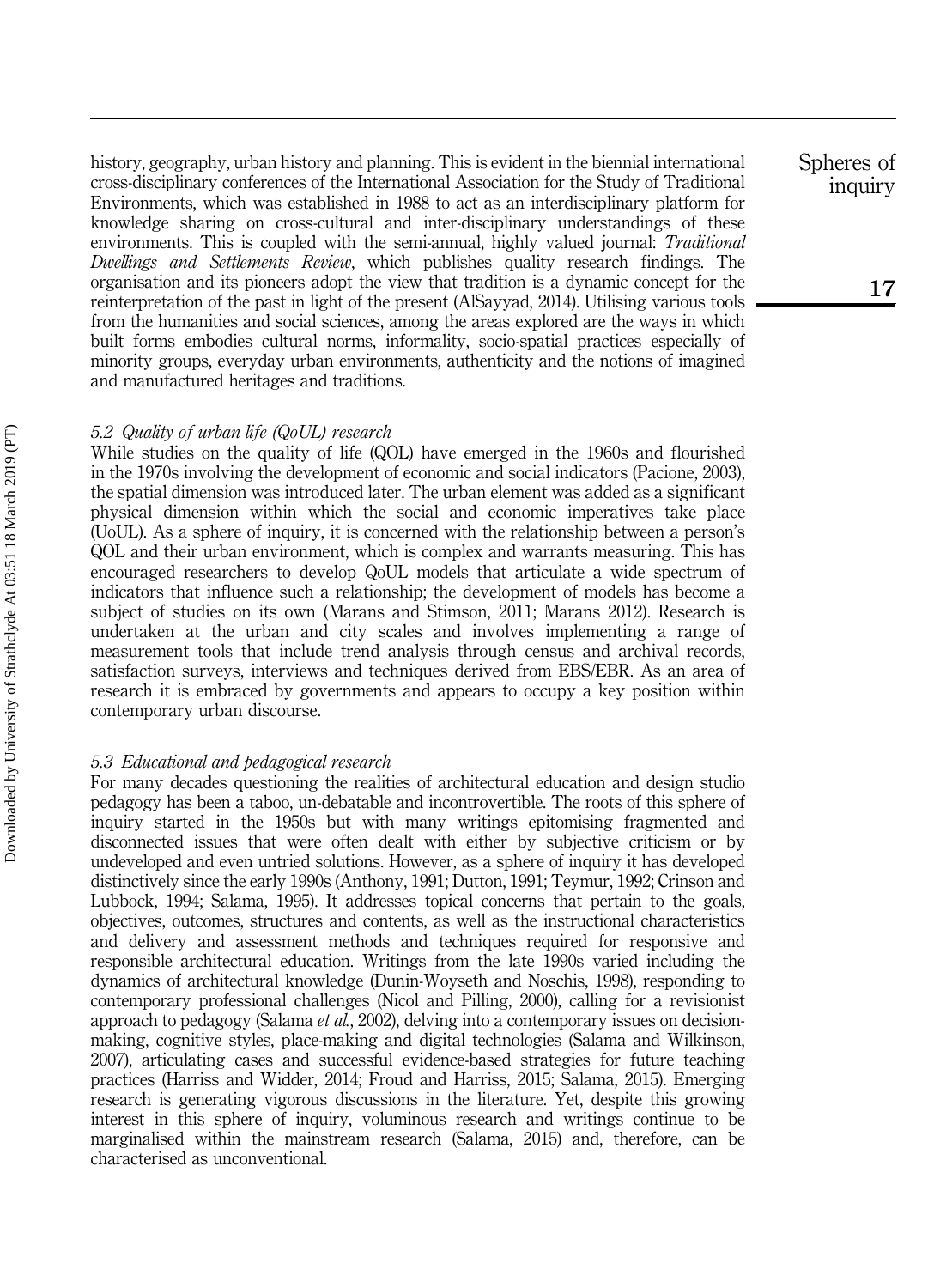history, geography, urban history and planning. This is evident in the biennial international cross-disciplinary conferences of the International Association for the Study of Traditional Environments, which was established in 1988 to act as an interdisciplinary platform for knowledge sharing on cross-cultural and inter-disciplinary understandings of these environments. This is coupled with the semi-annual, highly valued journal: *Traditional Dwellings and Settlements Review*, which publishes quality research findings. The organisation and its pioneers adopt the view that tradition is a dynamic concept for the reinterpretation of the past in light of the present (AlSayyad, 2014). Utilising various tools from the humanities and social sciences, among the areas explored are the ways in which built forms embodies cultural norms, informality, socio-spatial practices especially of minority groups, everyday urban environments, authenticity and the notions of imagined and manufactured heritages and traditions.

### *5.2 Quality of urban life (QoUL) research*

While studies on the quality of life (QOL) have emerged in the 1960s and flourished in the 1970s involving the development of economic and social indicators (Pacione, 2003), the spatial dimension was introduced later. The urban element was added as a significant physical dimension within which the social and economic imperatives take place (UoUL). As a sphere of inquiry, it is concerned with the relationship between a person's QOL and their urban environment, which is complex and warrants measuring. This has encouraged researchers to develop QoUL models that articulate a wide spectrum of indicators that influence such a relationship; the development of models has become a subject of studies on its own (Marans and Stimson, 2011; Marans 2012). Research is undertaken at the urban and city scales and involves implementing a range of measurement tools that include trend analysis through census and archival records, satisfaction surveys, interviews and techniques derived from EBS/EBR. As an area of research it is embraced by governments and appears to occupy a key position within contemporary urban discourse.

### *5.3 Educational and pedagogical research*

For many decades questioning the realities of architectural education and design studio pedagogy has been a taboo, un-debatable and incontrovertible. The roots of this sphere of inquiry started in the 1950s but with many writings epitomising fragmented and disconnected issues that were often dealt with either by subjective criticism or by undeveloped and even untried solutions. However, as a sphere of inquiry it has developed distinctively since the early 1990s (Anthony, 1991; Dutton, 1991; Teymur, 1992; Crinson and Lubbock, 1994; Salama, 1995). It addresses topical concerns that pertain to the goals, objectives, outcomes, structures and contents, as well as the instructional characteristics and delivery and assessment methods and techniques required for responsive and responsible architectural education. Writings from the late 1990s varied including the dynamics of architectural knowledge (Dunin-Woyseth and Noschis, 1998), responding to contemporary professional challenges (Nicol and Pilling, 2000), calling for a revisionist approach to pedagogy (Salama *et al.*, 2002), delving into a contemporary issues on decision-making, cognitive styles, place-making and digital technologies (Salama and Wilkinson, 2007), articulating cases and successful evidence-based strategies for future teaching practices (Harriss and Widder, 2014; Froud and Harriss, 2015; Salama, 2015). Emerging research is generating vigorous discussions in the literature. Yet, despite this growing interest in this sphere of inquiry, voluminous research and writings continue to be marginalised within the mainstream research (Salama, 2015) and, therefore, can be characterised as unconventional.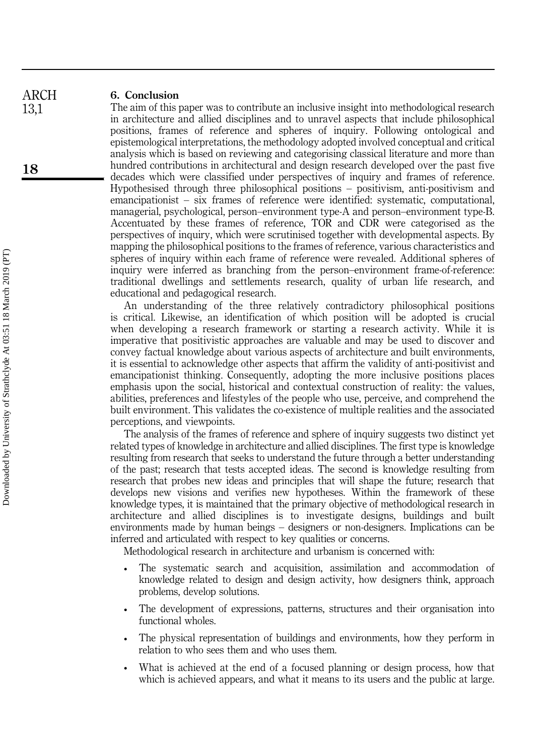## 6. Conclusion

The aim of this paper was to contribute an inclusive insight into methodological research in architecture and allied disciplines and to unravel aspects that include philosophical positions, frames of reference and spheres of inquiry. Following ontological and epistemological interpretations, the methodology adopted involved conceptual and critical analysis which is based on reviewing and categorising classical literature and more than hundred contributions in architectural and design research developed over the past five decades which were classified under perspectives of inquiry and frames of reference. Hypothesised through three philosophical positions – positivism, anti-positivism and emancipationist – six frames of reference were identified: systematic, computational, managerial, psychological, person–environment type-A and person–environment type-B. Accentuated by these frames of reference, TOR and CDR were categorised as the perspectives of inquiry, which were scrutinised together with developmental aspects. By mapping the philosophical positions to the frames of reference, various characteristics and spheres of inquiry within each frame of reference were revealed. Additional spheres of inquiry were inferred as branching from the person–environment frame-of-reference: traditional dwellings and settlements research, quality of urban life research, and educational and pedagogical research.

An understanding of the three relatively contradictory philosophical positions is critical. Likewise, an identification of which position will be adopted is crucial when developing a research framework or starting a research activity. While it is imperative that positivistic approaches are valuable and may be used to discover and convey factual knowledge about various aspects of architecture and built environments, it is essential to acknowledge other aspects that affirm the validity of anti-positivist and emancipationist thinking. Consequently, adopting the more inclusive positions places emphasis upon the social, historical and contextual construction of reality: the values, abilities, preferences and lifestyles of the people who use, perceive, and comprehend the built environment. This validates the co-existence of multiple realities and the associated perceptions, and viewpoints.

The analysis of the frames of reference and sphere of inquiry suggests two distinct yet related types of knowledge in architecture and allied disciplines. The first type is knowledge resulting from research that seeks to understand the future through a better understanding of the past; research that tests accepted ideas. The second is knowledge resulting from research that probes new ideas and principles that will shape the future; research that develops new visions and verifies new hypotheses. Within the framework of these knowledge types, it is maintained that the primary objective of methodological research in architecture and allied disciplines is to investigate designs, buildings and built environments made by human beings – designers or non-designers. Implications can be inferred and articulated with respect to key qualities or concerns.

Methodological research in architecture and urbanism is concerned with:

- The systematic search and acquisition, assimilation and accommodation of knowledge related to design and design activity, how designers think, approach problems, develop solutions.
- The development of expressions, patterns, structures and their organisation into functional wholes.
- The physical representation of buildings and environments, how they perform in relation to who sees them and who uses them.
- What is achieved at the end of a focused planning or design process, how that which is achieved appears, and what it means to its users and the public at large.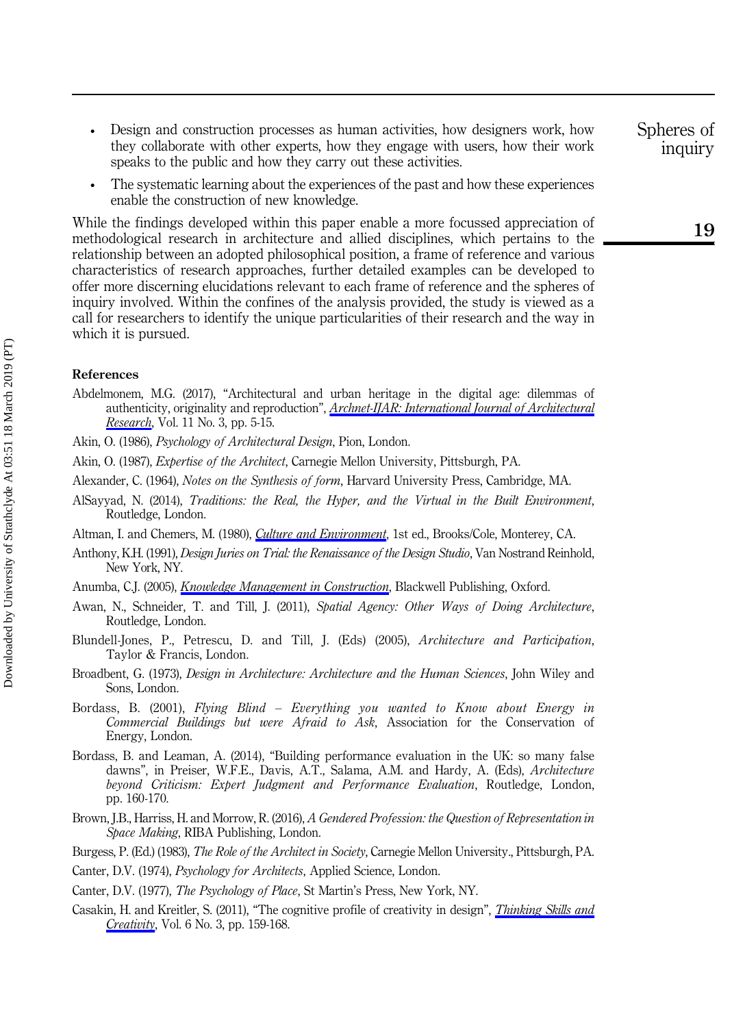- Design and construction processes as human activities, how designers work, how they collaborate with other experts, how they engage with users, how their work speaks to the public and how they carry out these activities.
- The systematic learning about the experiences of the past and how these experiences enable the construction of new knowledge.

While the findings developed within this paper enable a more focussed appreciation of methodological research in architecture and allied disciplines, which pertains to the relationship between an adopted philosophical position, a frame of reference and various characteristics of research approaches, further detailed examples can be developed to offer more discerning elucidations relevant to each frame of reference and the spheres of inquiry involved. Within the confines of the analysis provided, the study is viewed as a call for researchers to identify the unique particularities of their research and the way in which it is pursued.

## References

Abdelmonem, M.G. (2017), "Architectural and urban heritage in the digital age: dilemmas of authenticity, originality and reproduction", *Archnet-IJAR: International Journal of Architectural Research*, Vol. 11 No. 3, pp. 5-15.

Akin, O. (1986), *Psychology of Architectural Design*, Pion, London.

Akin, O. (1987), *Expertise of the Architect*, Carnegie Mellon University, Pittsburgh, PA.

Alexander, C. (1964), *Notes on the Synthesis of form*, Harvard University Press, Cambridge, MA.

AlSayyad, N. (2014), *Traditions: the Real, the Hyper, and the Virtual in the Built Environment*, Routledge, London.

Altman, I. and Chemers, M. (1980), *Culture and Environment*, 1st ed., Brooks/Cole, Monterey, CA.

Anthony, K.H. (1991), *Design Juries on Trial: the Renaissance of the Design Studio*, Van Nostrand Reinhold, New York, NY.

Anumba, C.J. (2005), *Knowledge Management in Construction*, Blackwell Publishing, Oxford.

Awan, N., Schneider, T. and Till, J. (2011), *Spatial Agency: Other Ways of Doing Architecture*, Routledge, London.

Blundell-Jones, P., Petrescu, D. and Till, J. (Eds) (2005), *Architecture and Participation*, Taylor & Francis, London.

Broadbent, G. (1973), *Design in Architecture: Architecture and the Human Sciences*, John Wiley and Sons, London.

Bordass, B. (2001), *Flying Blind – Everything you wanted to Know about Energy in Commercial Buildings but were Afraid to Ask*, Association for the Conservation of Energy, London.

Bordass, B. and Leaman, A. (2014), "Building performance evaluation in the UK: so many false dawns", in Preiser, W.F.E., Davis, A.T., Salama, A.M. and Hardy, A. (Eds), *Architecture beyond Criticism: Expert Judgment and Performance Evaluation*, Routledge, London, pp. 160-170.

Brown, J.B., Harriss, H. and Morrow, R. (2016), *A Gendered Profession: the Question of Representation in Space Making*, RIBA Publishing, London.

Burgess, P. (Ed.) (1983), *The Role of the Architect in Society*, Carnegie Mellon University., Pittsburgh, PA.

Canter, D.V. (1974), *Psychology for Architects*, Applied Science, London.

Canter, D.V. (1977), *The Psychology of Place*, St Martin's Press, New York, NY.

Casakin, H. and Kreitler, S. (2011), "The cognitive profile of creativity in design", *Thinking Skills and Creativity*, Vol. 6 No. 3, pp. 159-168.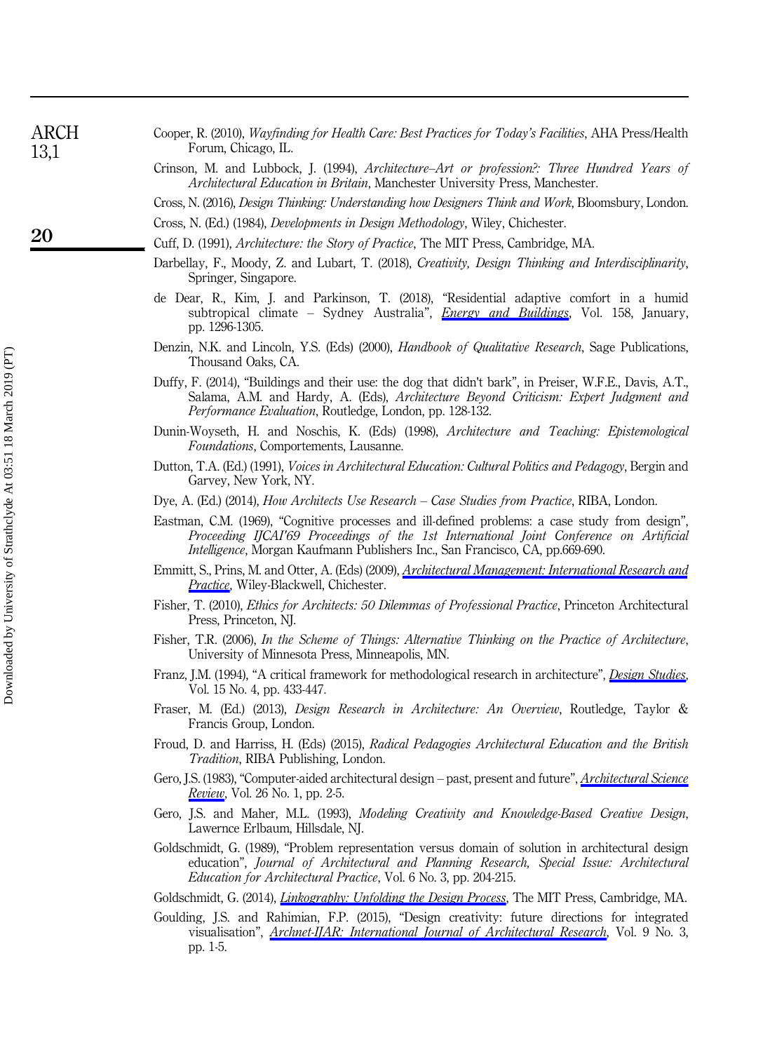Cooper, R. (2010), *Wayfinding for Health Care: Best Practices for Today's Facilities*, AHA Press/Health Forum, Chicago, IL.

Crinson, M. and Lubbock, J. (1994), *Architecture–Art or profession?: Three Hundred Years of Architectural Education in Britain*, Manchester University Press, Manchester.

Cross, N. (2016), *Design Thinking: Understanding how Designers Think and Work*, Bloomsbury, London.

Cross, N. (Ed.) (1984), *Developments in Design Methodology*, Wiley, Chichester.

Cuff, D. (1991), *Architecture: the Story of Practice*, The MIT Press, Cambridge, MA.

Darbellay, F., Moody, Z. and Lubart, T. (2018), *Creativity, Design Thinking and Interdisciplinarity*, Springer, Singapore.

de Dear, R., Kim, J. and Parkinson, T. (2018), "Residential adaptive comfort in a humid subtropical climate – Sydney Australia", *Energy and Buildings*, Vol. 158, January, pp. 1296-1305.

Denzin, N.K. and Lincoln, Y.S. (Eds) (2000), *Handbook of Qualitative Research*, Sage Publications, Thousand Oaks, CA.

Duffy, F. (2014), "Buildings and their use: the dog that didn't bark", in Preiser, W.F.E., Davis, A.T., Salama, A.M. and Hardy, A. (Eds), *Architecture Beyond Criticism: Expert Judgment and Performance Evaluation*, Routledge, London, pp. 128-132.

Dunin-Woyseth, H. and Noschis, K. (Eds) (1998), *Architecture and Teaching: Epistemological Foundations*, Comportements, Lausanne.

Dutton, T.A. (Ed.) (1991), *Voices in Architectural Education: Cultural Politics and Pedagogy*, Bergin and Garvey, New York, NY.

Dye, A. (Ed.) (2014), *How Architects Use Research – Case Studies from Practice*, RIBA, London.

Eastman, C.M. (1969), "Cognitive processes and ill-defined problems: a case study from design", *Proceeding IJCAI'69 Proceedings of the 1st International Joint Conference on Artificial Intelligence*, Morgan Kaufmann Publishers Inc., San Francisco, CA, pp.669-690.

Emmitt, S., Prins, M. and Otter, A. (Eds) (2009), *Architectural Management: International Research and Practice*, Wiley-Blackwell, Chichester.

Fisher, T. (2010), *Ethics for Architects: 50 Dilemmas of Professional Practice*, Princeton Architectural Press, Princeton, NJ.

Fisher, T.R. (2006), *In the Scheme of Things: Alternative Thinking on the Practice of Architecture*, University of Minnesota Press, Minneapolis, MN.

Franz, J.M. (1994), "A critical framework for methodological research in architecture", *Design Studies*, Vol. 15 No. 4, pp. 433-447.

Fraser, M. (Ed.) (2013), *Design Research in Architecture: An Overview*, Routledge, Taylor & Francis Group, London.

Froud, D. and Harriss, H. (Eds) (2015), *Radical Pedagogies Architectural Education and the British Tradition*, RIBA Publishing, London.

Gero, J.S. (1983), "Computer-aided architectural design – past, present and future", *Architectural Science Review*, Vol. 26 No. 1, pp. 2-5.

Gero, J.S. and Maher, M.L. (1993), *Modeling Creativity and Knowledge-Based Creative Design*, Lawernce Erlbaum, Hillsdale, NJ.

Goldschmidt, G. (1989), "Problem representation versus domain of solution in architectural design education", *Journal of Architectural and Planning Research, Special Issue: Architectural Education for Architectural Practice*, Vol. 6 No. 3, pp. 204-215.

Goldschmidt, G. (2014), *Linkography: Unfolding the Design Process*, The MIT Press, Cambridge, MA.

Goulding, J.S. and Rahimian, F.P. (2015), "Design creativity: future directions for integrated visualisation", *Archnet-IJAR: International Journal of Architectural Research*, Vol. 9 No. 3, pp. 1-5.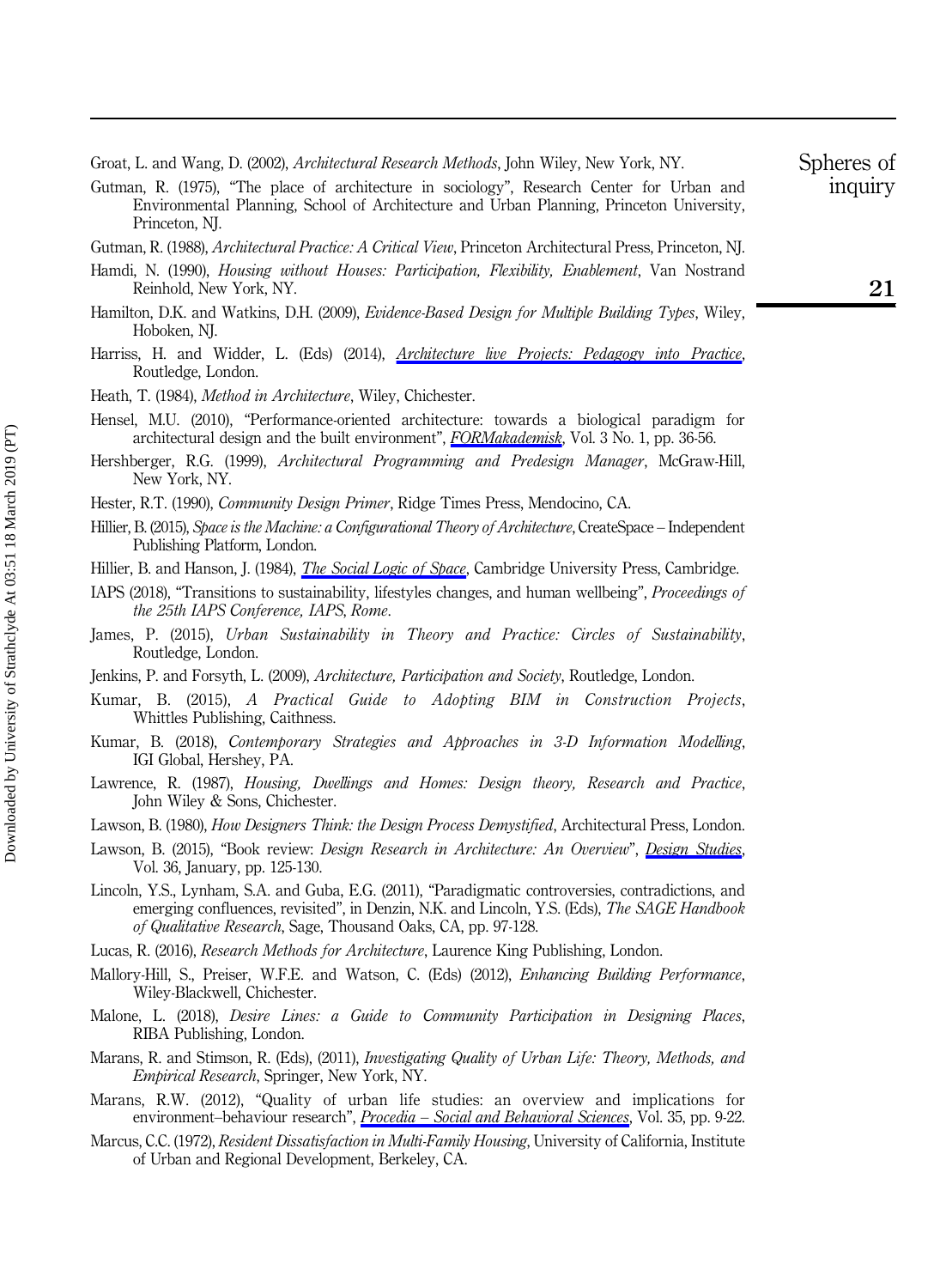Groat, L. and Wang, D. (2002), *Architectural Research Methods*, John Wiley, New York, NY.

Gutman, R. (1975), "The place of architecture in sociology", Research Center for Urban and Environmental Planning, School of Architecture and Urban Planning, Princeton University, Princeton, NJ.

Gutman, R. (1988), *Architectural Practice: A Critical View*, Princeton Architectural Press, Princeton, NJ.

Hamdi, N. (1990), *Housing without Houses: Participation, Flexibility, Enablement*, Van Nostrand Reinhold, New York, NY.

Hamilton, D.K. and Watkins, D.H. (2009), *Evidence-Based Design for Multiple Building Types*, Wiley, Hoboken, NJ.

Harriss, H. and Widder, L. (Eds) (2014), *Architecture live Projects: Pedagogy into Practice*, Routledge, London.

Heath, T. (1984), *Method in Architecture*, Wiley, Chichester.

Hensel, M.U. (2010), "Performance-oriented architecture: towards a biological paradigm for architectural design and the built environment", *FORMakademisk*, Vol. 3 No. 1, pp. 36-56.

Hershberger, R.G. (1999), *Architectural Programming and Predesign Manager*, McGraw-Hill, New York, NY.

Hester, R.T. (1990), *Community Design Primer*, Ridge Times Press, Mendocino, CA.

Hillier, B. (2015), *Space is the Machine: a Configurational Theory of Architecture*, CreateSpace – Independent Publishing Platform, London.

Hillier, B. and Hanson, J. (1984), *The Social Logic of Space*, Cambridge University Press, Cambridge.

IAPS (2018), "Transitions to sustainability, lifestyles changes, and human wellbeing", *Proceedings of the 25th IAPS Conference, IAPS, Rome*.

James, P. (2015), *Urban Sustainability in Theory and Practice: Circles of Sustainability*, Routledge, London.

Jenkins, P. and Forsyth, L. (2009), *Architecture, Participation and Society*, Routledge, London.

Kumar, B. (2015), *A Practical Guide to Adopting BIM in Construction Projects*, Whittles Publishing, Caithness.

Kumar, B. (2018), *Contemporary Strategies and Approaches in 3-D Information Modelling*, IGI Global, Hershey, PA.

Lawrence, R. (1987), *Housing, Dwellings and Homes: Design theory, Research and Practice*, John Wiley & Sons, Chichester.

Lawson, B. (1980), *How Designers Think: the Design Process Demystified*, Architectural Press, London.

Lawson, B. (2015), "Book review: *Design Research in Architecture: An Overview*", *Design Studies*, Vol. 36, January, pp. 125-130.

Lincoln, Y.S., Lynham, S.A. and Guba, E.G. (2011), "Paradigmatic controversies, contradictions, and emerging confluences, revisited", in Denzin, N.K. and Lincoln, Y.S. (Eds), *The SAGE Handbook of Qualitative Research*, Sage, Thousand Oaks, CA, pp. 97-128.

Lucas, R. (2016), *Research Methods for Architecture*, Laurence King Publishing, London.

Mallory-Hill, S., Preiser, W.F.E. and Watson, C. (Eds) (2012), *Enhancing Building Performance*, Wiley-Blackwell, Chichester.

Malone, L. (2018), *Desire Lines: a Guide to Community Participation in Designing Places*, RIBA Publishing, London.

Marans, R. and Stimson, R. (Eds), (2011), *Investigating Quality of Urban Life: Theory, Methods, and Empirical Research*, Springer, New York, NY.

Marans, R.W. (2012), "Quality of urban life studies: an overview and implications for environment–behaviour research", *Procedia – Social and Behavioral Sciences*, Vol. 35, pp. 9-22.

Marcus, C.C. (1972), *Resident Dissatisfaction in Multi-Family Housing*, University of California, Institute of Urban and Regional Development, Berkeley, CA.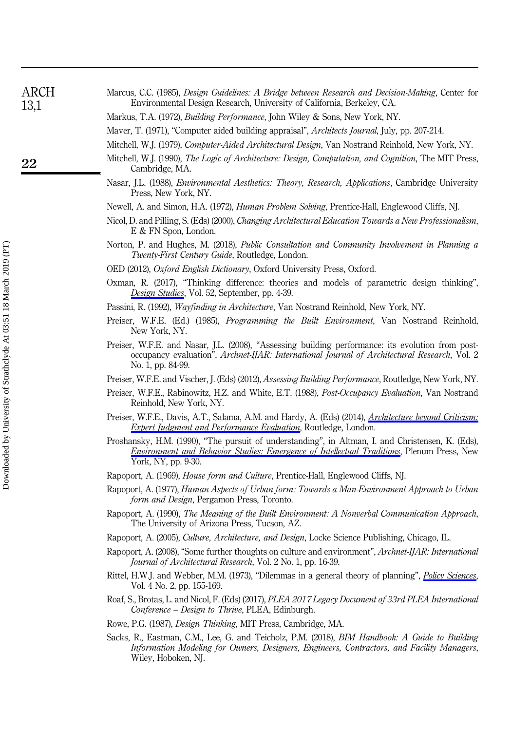Marcus, C.C. (1985), *Design Guidelines: A Bridge between Research and Decision-Making*, Center for Environmental Design Research, University of California, Berkeley, CA.

Markus, T.A. (1972), *Building Performance*, John Wiley & Sons, New York, NY.

Maver, T. (1971), "Computer aided building appraisal", *Architects Journal*, July, pp. 207-214.

Mitchell, W.J. (1979), *Computer-Aided Architectural Design*, Van Nostrand Reinhold, New York, NY.

Mitchell, W.J. (1990), *The Logic of Architecture: Design, Computation, and Cognition*, The MIT Press, Cambridge, MA.

Nasar, J.L. (1988), *Environmental Aesthetics: Theory, Research, Applications*, Cambridge University Press, New York, NY.

Newell, A. and Simon, H.A. (1972), *Human Problem Solving*, Prentice-Hall, Englewood Cliffs, NJ.

Nicol, D. and Pilling, S. (Eds) (2000), *Changing Architectural Education Towards a New Professionalism*, E & FN Spon, London.

Norton, P. and Hughes, M. (2018), *Public Consultation and Community Involvement in Planning a Twenty-First Century Guide*, Routledge, London.

OED (2012), *Oxford English Dictionary*, Oxford University Press, Oxford.

Oxman, R. (2017), "Thinking difference: theories and models of parametric design thinking", *Design Studies*, Vol. 52, September, pp. 4-39.

Passini, R. (1992), *Wayfinding in Architecture*, Van Nostrand Reinhold, New York, NY.

Preiser, W.F.E. (Ed.) (1985), *Programming the Built Environment*, Van Nostrand Reinhold, New York, NY.

Preiser, W.F.E. and Nasar, J.L. (2008), "Assessing building performance: its evolution from post-occupancy evaluation", *Archnet-IJAR: International Journal of Architectural Research*, Vol. 2 No. 1, pp. 84-99.

Preiser, W.F.E. and Vischer, J. (Eds) (2012), *Assessing Building Performance*, Routledge, New York, NY.

Preiser, W.F.E., Rabinowitz, H.Z. and White, E.T. (1988), *Post-Occupancy Evaluation*, Van Nostrand Reinhold, New York, NY.

Preiser, W.F.E., Davis, A.T., Salama, A.M. and Hardy, A. (Eds) (2014), *Architecture beyond Criticism: Expert Judgment and Performance Evaluation*, Routledge, London.

Proshansky, H.M. (1990), "The pursuit of understanding", in Altman, I. and Christensen, K. (Eds), *Environment and Behavior Studies: Emergence of Intellectual Traditions*, Plenum Press, New York, NY, pp. 9-30.

Rapoport, A. (1969), *House form and Culture*, Prentice-Hall, Englewood Cliffs, NJ.

Rapoport, A. (1977), *Human Aspects of Urban form: Towards a Man-Environment Approach to Urban form and Design*, Pergamon Press, Toronto.

Rapoport, A. (1990), *The Meaning of the Built Environment: A Nonverbal Communication Approach*, The University of Arizona Press, Tucson, AZ.

Rapoport, A. (2005), *Culture, Architecture, and Design*, Locke Science Publishing, Chicago, IL.

Rapoport, A. (2008), "Some further thoughts on culture and environment", *Archnet-IJAR: International Journal of Architectural Research*, Vol. 2 No. 1, pp. 16-39.

Rittel, H.W.J. and Webber, M.M. (1973), "Dilemmas in a general theory of planning", *Policy Sciences*, Vol. 4 No. 2, pp. 155-169.

Roaf, S., Brotas, L. and Nicol, F. (Eds) (2017), *PLEA 2017 Legacy Document of 33rd PLEA International Conference – Design to Thrive*, PLEA, Edinburgh.

Rowe, P.G. (1987), *Design Thinking*, MIT Press, Cambridge, MA.

Sacks, R., Eastman, C.M., Lee, G. and Teicholz, P.M. (2018), *BIM Handbook: A Guide to Building Information Modeling for Owners, Designers, Engineers, Contractors, and Facility Managers*, Wiley, Hoboken, NJ.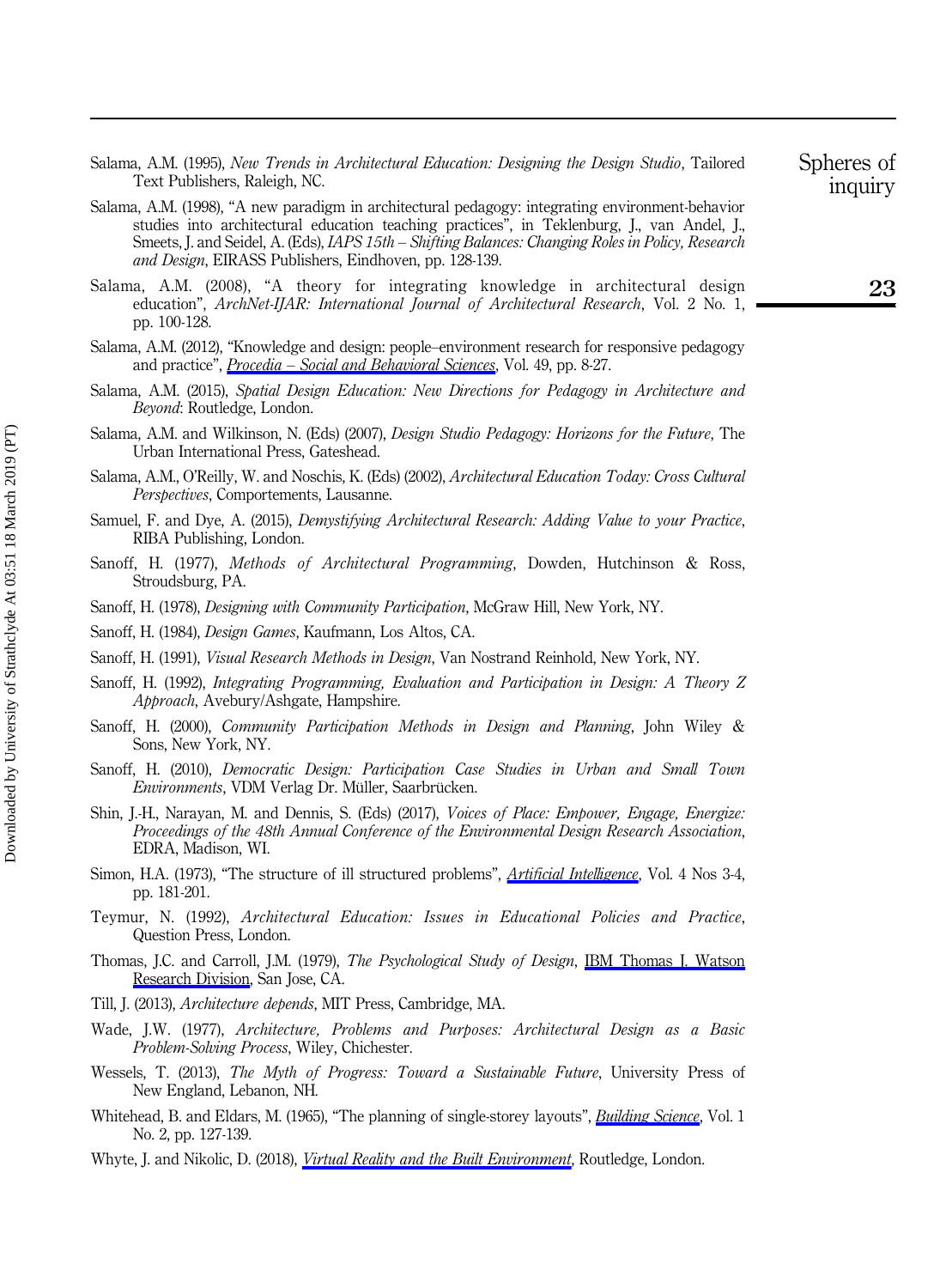Salama, A.M. (1995), *New Trends in Architectural Education: Designing the Design Studio*, Tailored Text Publishers, Raleigh, NC.

Salama, A.M. (1998), "A new paradigm in architectural pedagogy: integrating environment-behavior studies into architectural education teaching practices", in Teklenburg, J., van Andel, J., Smeets, J. and Seidel, A. (Eds), *IAPS 15th – Shifting Balances: Changing Roles in Policy, Research and Design*, EIRASS Publishers, Eindhoven, pp. 128-139.

Salama, A.M. (2008), "A theory for integrating knowledge in architectural design education", *ArchNet-IJAR: International Journal of Architectural Research*, Vol. 2 No. 1, pp. 100-128.

Salama, A.M. (2012), "Knowledge and design: people–environment research for responsive pedagogy and practice", *Procedia – Social and Behavioral Sciences*, Vol. 49, pp. 8-27.

Salama, A.M. (2015), *Spatial Design Education: New Directions for Pedagogy in Architecture and Beyond*: Routledge, London.

Salama, A.M. and Wilkinson, N. (Eds) (2007), *Design Studio Pedagogy: Horizons for the Future*, The Urban International Press, Gateshead.

Salama, A.M., O'Reilly, W. and Noschis, K. (Eds) (2002), *Architectural Education Today: Cross Cultural Perspectives*, Comportements, Lausanne.

Samuel, F. and Dye, A. (2015), *Demystifying Architectural Research: Adding Value to your Practice*, RIBA Publishing, London.

Sanoff, H. (1977), *Methods of Architectural Programming*, Dowden, Hutchinson & Ross, Stroudsburg, PA.

Sanoff, H. (1978), *Designing with Community Participation*, McGraw Hill, New York, NY.

Sanoff, H. (1984), *Design Games*, Kaufmann, Los Altos, CA.

Sanoff, H. (1991), *Visual Research Methods in Design*, Van Nostrand Reinhold, New York, NY.

Sanoff, H. (1992), *Integrating Programming, Evaluation and Participation in Design: A Theory Z Approach*, Avebury/Ashgate, Hampshire.

Sanoff, H. (2000), *Community Participation Methods in Design and Planning*, John Wiley & Sons, New York, NY.

Sanoff, H. (2010), *Democratic Design: Participation Case Studies in Urban and Small Town Environments*, VDM Verlag Dr. Müller, Saarbrücken.

Shin, J.-H., Narayan, M. and Dennis, S. (Eds) (2017), *Voices of Place: Empower, Engage, Energize: Proceedings of the 48th Annual Conference of the Environmental Design Research Association*, EDRA, Madison, WI.

Simon, H.A. (1973), "The structure of ill structured problems", *Artificial Intelligence*, Vol. 4 Nos 3-4, pp. 181-201.

Teymur, N. (1992), *Architectural Education: Issues in Educational Policies and Practice*, Question Press, London.

Thomas, J.C. and Carroll, J.M. (1979), *The Psychological Study of Design*, IBM Thomas J. Watson Research Division, San Jose, CA.

Till, J. (2013), *Architecture depends*, MIT Press, Cambridge, MA.

Wade, J.W. (1977), *Architecture, Problems and Purposes: Architectural Design as a Basic Problem-Solving Process*, Wiley, Chichester.

Wessels, T. (2013), *The Myth of Progress: Toward a Sustainable Future*, University Press of New England, Lebanon, NH.

Whitehead, B. and Eldars, M. (1965), "The planning of single-storey layouts", *Building Science*, Vol. 1 No. 2, pp. 127-139.

Whyte, J. and Nikolic, D. (2018), *Virtual Reality and the Built Environment*, Routledge, London.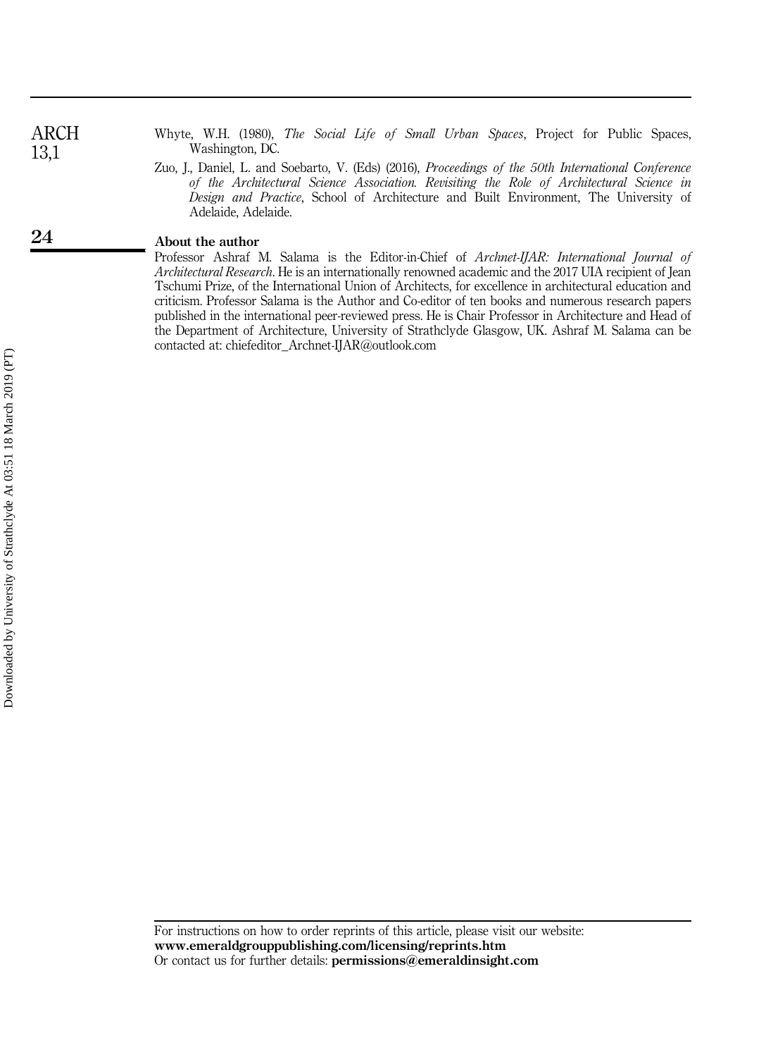Whyte, W.H. (1980), *The Social Life of Small Urban Spaces*, Project for Public Spaces, Washington, DC.

Zuo, J., Daniel, L. and Soebarto, V. (Eds) (2016), *Proceedings of the 50th International Conference of the Architectural Science Association. Revisiting the Role of Architectural Science in Design and Practice*, School of Architecture and Built Environment, The University of Adelaide, Adelaide.

**About the author**

Professor Ashraf M. Salama is the Editor-in-Chief of *Archnet-IJAR: International Journal of Architectural Research*. He is an internationally renowned academic and the 2017 UIA recipient of Jean Tschumi Prize, of the International Union of Architects, for excellence in architectural education and criticism. Professor Salama is the Author and Co-editor of ten books and numerous research papers published in the international peer-reviewed press. He is Chair Professor in Architecture and Head of the Department of Architecture, University of Strathclyde Glasgow, UK. Ashraf M. Salama can be contacted at: chiefeditor_Archnet-IJAR@outlook.com

For instructions on how to order reprints of this article, please visit our website:
**www.emeraldgrouppublishing.com/licensing/reprints.htm**
Or contact us for further details: **permissions@emeraldinsight.com**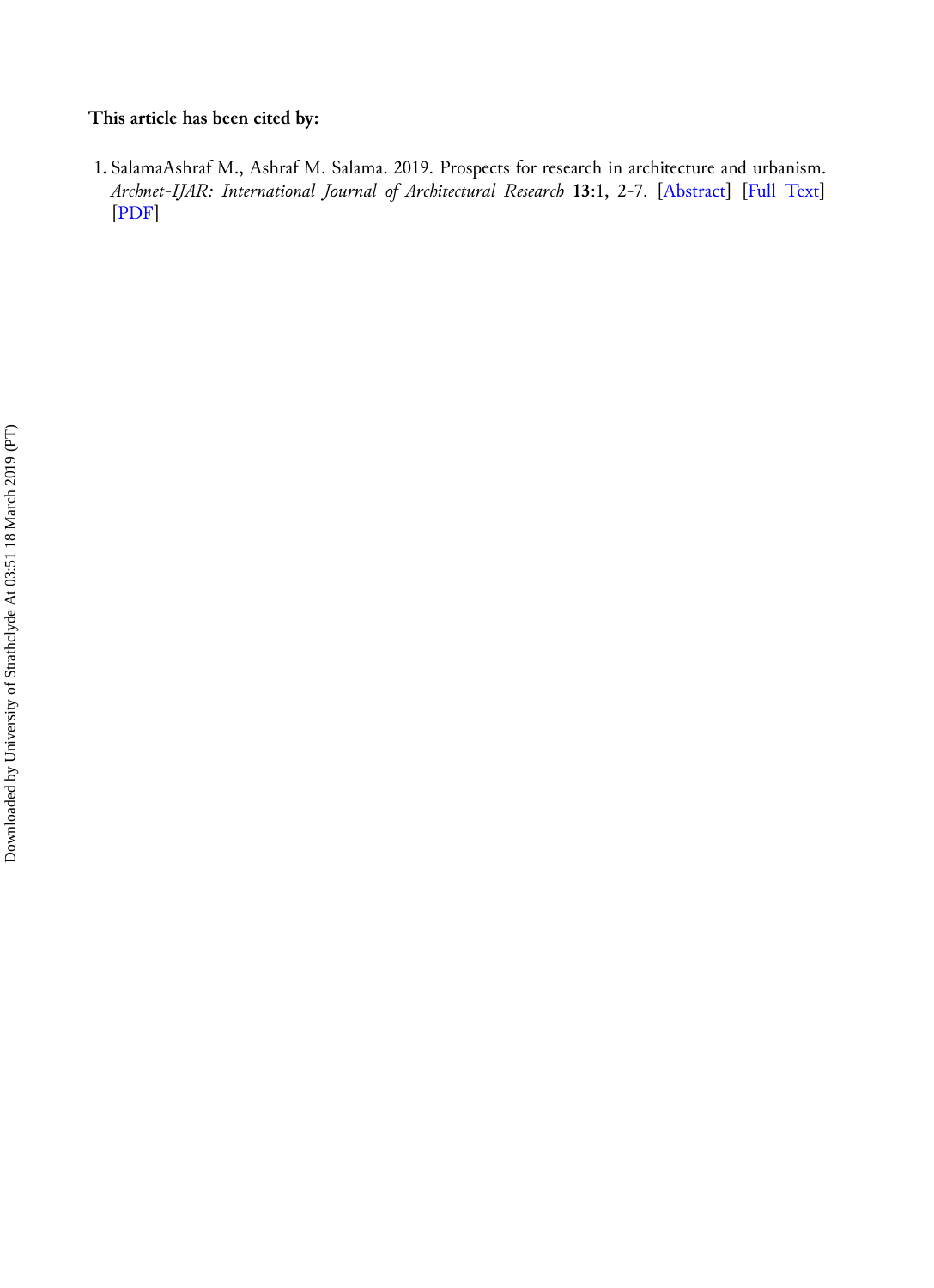**This article has been cited by:**

1. SalamaAshraf M., Ashraf M. Salama. 2019. Prospects for research in architecture and urbanism. *Archnet-IJAR: International Journal of Architectural Research* **13**:1, 2-7. [Abstract] [Full Text] [PDF]